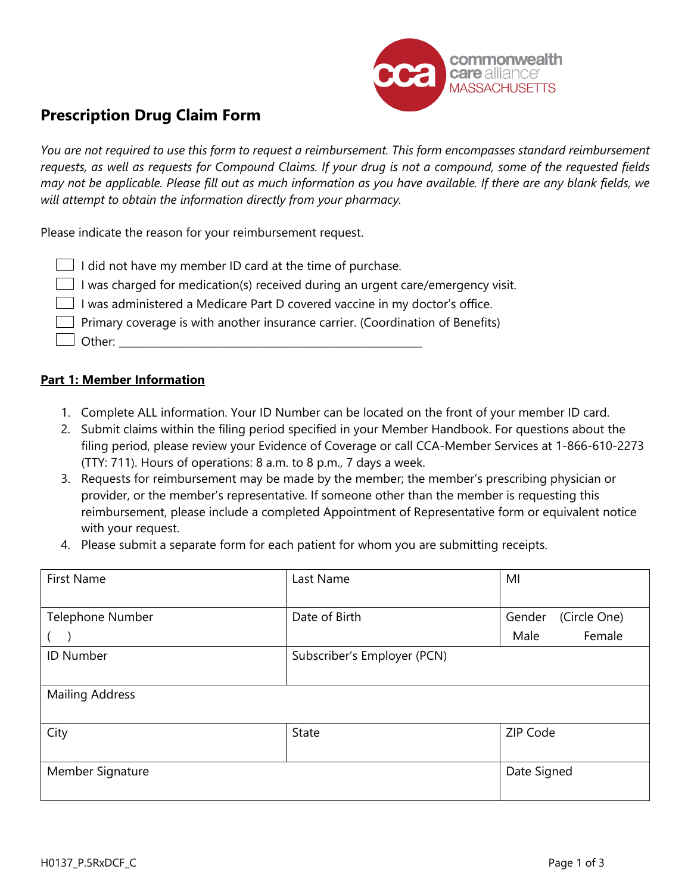commonwealth care alliance® MASSACHUSETTS

# Prescription Drug Claim Form

*You are not required to use this form to request a reimbursement. This form encompasses standard reimbursement requests, as well as requests for Compound Claims. If your drug is not a compound, some of the requested fields may not be applicable. Please fill out as much information as you have available. If there are any blank fields, we will attempt to obtain the information directly from your pharmacy.*

Please indicate the reason for your reimbursement request.

- ☐ I did not have my member ID card at the time of purchase.
- ☐ I was charged for medication(s) received during an urgent care/emergency visit.
- ☐ I was administered a Medicare Part D covered vaccine in my doctor's office.
- ☐ Primary coverage is with another insurance carrier. (Coordination of Benefits)
- ☐ Other: ____________________________________________________

## Part 1: Member Information

1. Complete ALL information. Your ID Number can be located on the front of your member ID card.
2. Submit claims within the filing period specified in your Member Handbook. For questions about the filing period, please review your Evidence of Coverage or call CCA-Member Services at 1-866-610-2273 (TTY: 711). Hours of operations: 8 a.m. to 8 p.m., 7 days a week.
3. Requests for reimbursement may be made by the member; the member's prescribing physician or provider, or the member's representative. If someone other than the member is requesting this reimbursement, please include a completed Appointment of Representative form or equivalent notice with your request.
4. Please submit a separate form for each patient for whom you are submitting receipts.

| First Name | Last Name | MI |
|---|---|---|
| Telephone Number ( ) | Date of Birth | Gender (Circle One) Male Female |
| ID Number | Subscriber's Employer (PCN) | |
| Mailing Address | | |
| City | State | ZIP Code |
| Member Signature | | Date Signed |

H0137_P.5RxDCF_C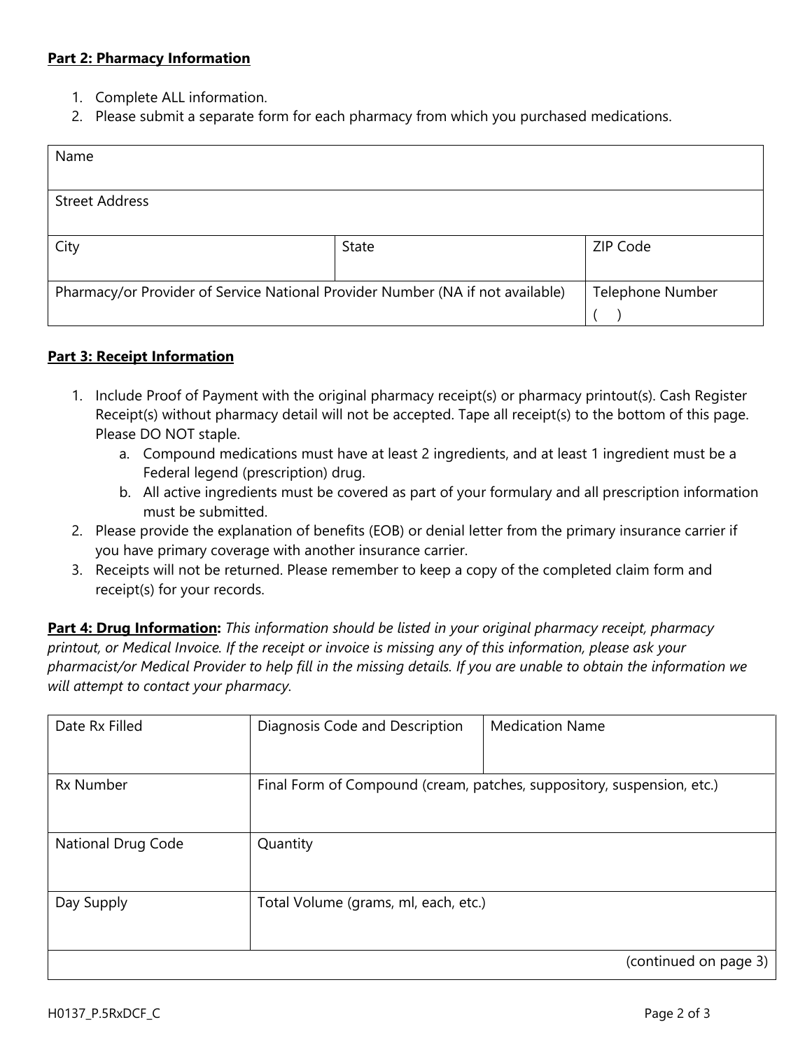**Part 2: Pharmacy Information**

1. Complete ALL information.
2. Please submit a separate form for each pharmacy from which you purchased medications.

| Name | | |
|---|---|---|
| Street Address | | |
| City | State | ZIP Code |
| Pharmacy/or Provider of Service National Provider Number (NA if not available) | | Telephone Number ( ) |

**Part 3: Receipt Information**

1. Include Proof of Payment with the original pharmacy receipt(s) or pharmacy printout(s). Cash Register Receipt(s) without pharmacy detail will not be accepted. Tape all receipt(s) to the bottom of this page. Please DO NOT staple.
   a. Compound medications must have at least 2 ingredients, and at least 1 ingredient must be a Federal legend (prescription) drug.
   b. All active ingredients must be covered as part of your formulary and all prescription information must be submitted.
2. Please provide the explanation of benefits (EOB) or denial letter from the primary insurance carrier if you have primary coverage with another insurance carrier.
3. Receipts will not be returned. Please remember to keep a copy of the completed claim form and receipt(s) for your records.

**Part 4: Drug Information:** *This information should be listed in your original pharmacy receipt, pharmacy printout, or Medical Invoice. If the receipt or invoice is missing any of this information, please ask your pharmacist/or Medical Provider to help fill in the missing details. If you are unable to obtain the information we will attempt to contact your pharmacy.*

| Date Rx Filled | Diagnosis Code and Description | Medication Name |
|---|---|---|
| Rx Number | Final Form of Compound (cream, patches, suppository, suspension, etc.) | |
| National Drug Code | Quantity | |
| Day Supply | Total Volume (grams, ml, each, etc.) | |
| | | (continued on page 3) |

H0137_P.5RxDCF_C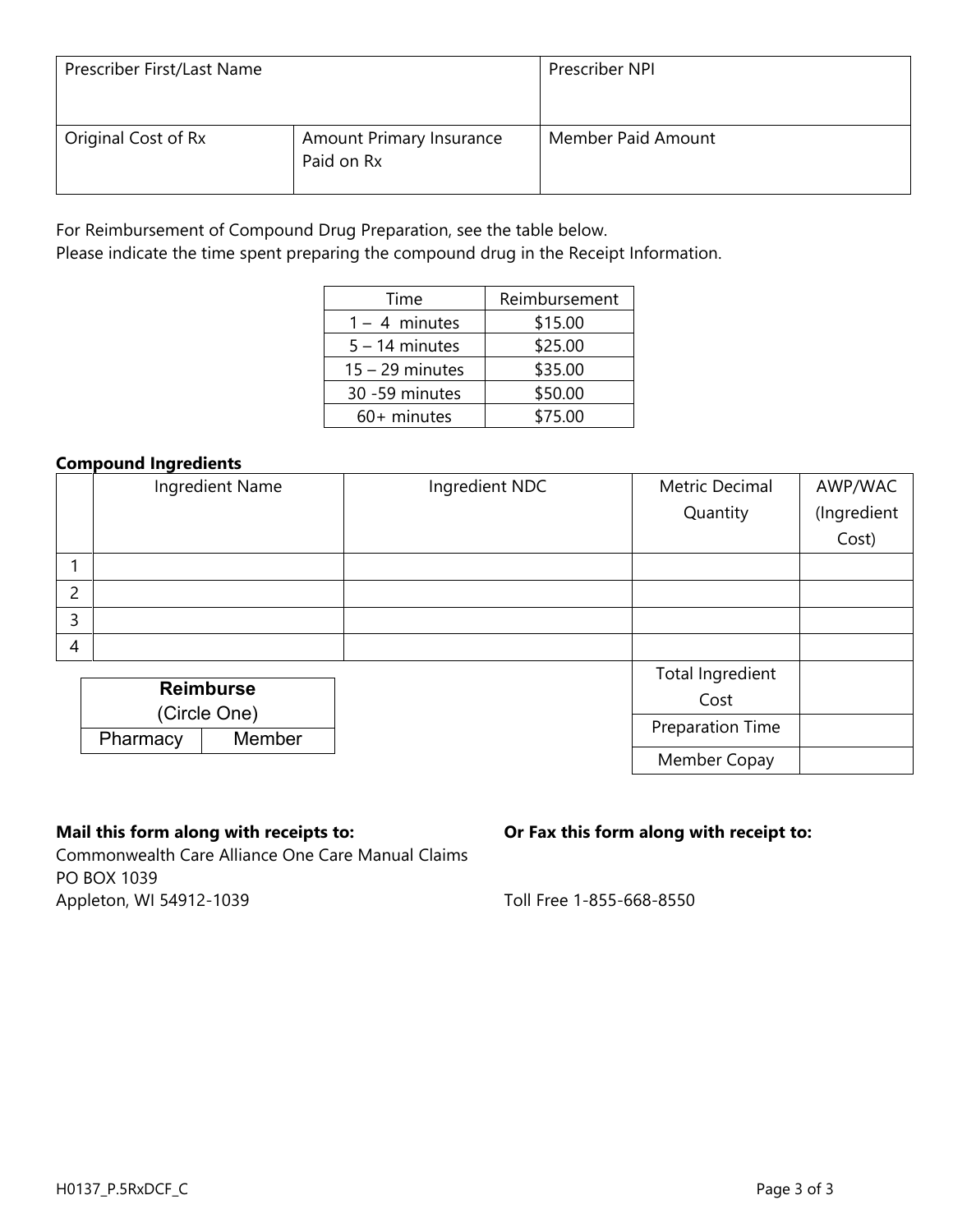| Prescriber First/Last Name | | Prescriber NPI |
|---|---|---|
| Original Cost of Rx | Amount Primary Insurance Paid on Rx | Member Paid Amount |

For Reimbursement of Compound Drug Preparation, see the table below.
Please indicate the time spent preparing the compound drug in the Receipt Information.

| Time | Reimbursement |
|---|---|
| 1 – 4 minutes | $15.00 |
| 5 – 14 minutes | $25.00 |
| 15 – 29 minutes | $35.00 |
| 30 -59 minutes | $50.00 |
| 60+ minutes | $75.00 |

**Compound Ingredients**

| | Ingredient Name | Ingredient NDC | Metric Decimal Quantity | AWP/WAC (Ingredient Cost) |
|---|---|---|---|---|
| 1 | | | | |
| 2 | | | | |
| 3 | | | | |
| 4 | | | | |
| | | | Total Ingredient Cost | |
| | | | Preparation Time | |
| | | | Member Copay | |

| **Reimburse** (Circle One) | |
|---|---|
| Pharmacy | Member |

**Mail this form along with receipts to:**
Commonwealth Care Alliance One Care Manual Claims
PO BOX 1039
Appleton, WI 54912-1039

**Or Fax this form along with receipt to:**

Toll Free 1-855-668-8550

H0137_P.5RxDCF_C